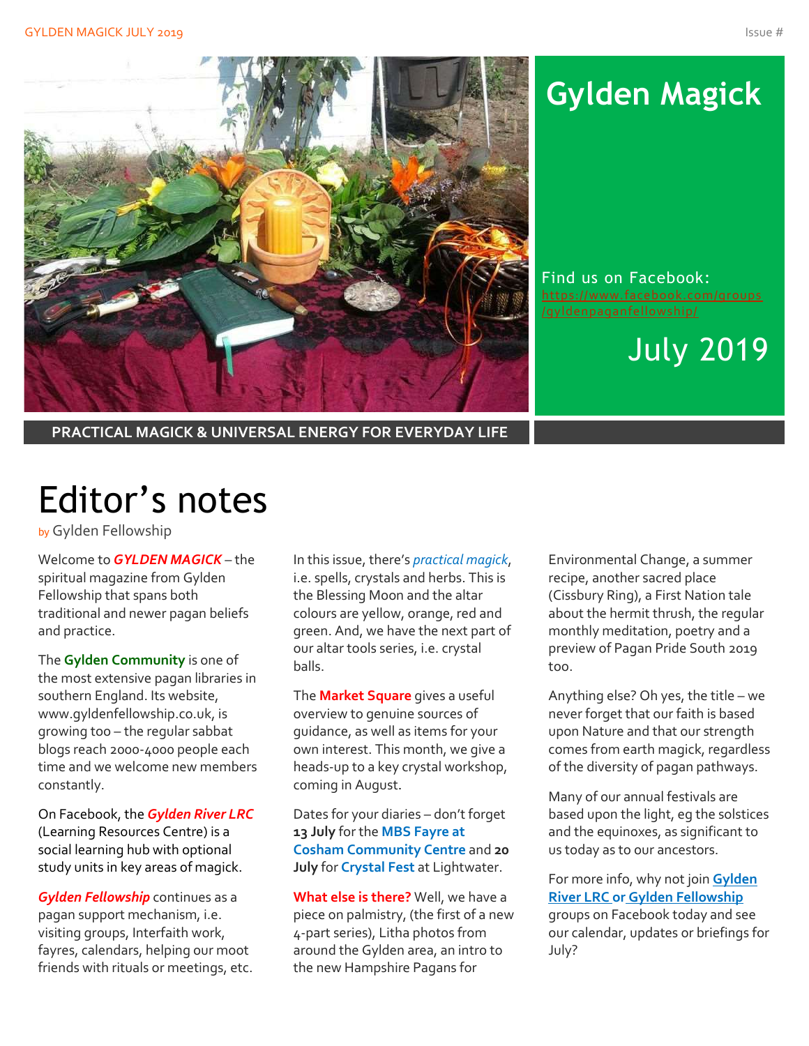# Gylden Magick

Find us on Facebook: https://www.facebook.com/groups/gyldenpaganfellowship/

July 2019

**PRACTICAL MAGICK & UNIVERSAL ENERGY FOR EVERYDAY LIFE**

# Editor's notes

by Gylden Fellowship

Welcome to ***GYLDEN MAGICK*** – the spiritual magazine from Gylden Fellowship that spans both traditional and newer pagan beliefs and practice.

The **Gylden Community** is one of the most extensive pagan libraries in southern England. Its website, www.gyldenfellowship.co.uk, is growing too – the regular sabbat blogs reach 2000-4000 people each time and we welcome new members constantly.

On Facebook, the ***Gylden River LRC*** (Learning Resources Centre) is a social learning hub with optional study units in key areas of magick.

***Gylden Fellowship*** continues as a pagan support mechanism, i.e. visiting groups, Interfaith work, fayres, calendars, helping our moot friends with rituals or meetings, etc.

In this issue, there's *practical magick*, i.e. spells, crystals and herbs. This is the Blessing Moon and the altar colours are yellow, orange, red and green. And, we have the next part of our altar tools series, i.e. crystal balls.

The **Market Square** gives a useful overview to genuine sources of guidance, as well as items for your own interest. This month, we give a heads-up to a key crystal workshop, coming in August.

Dates for your diaries – don't forget **13 July** for the **MBS Fayre at Cosham Community Centre** and **20 July** for **Crystal Fest** at Lightwater.

**What else is there?** Well, we have a piece on palmistry, (the first of a new 4-part series), Litha photos from around the Gylden area, an intro to the new Hampshire Pagans for Environmental Change, a summer recipe, another sacred place (Cissbury Ring), a First Nation tale about the hermit thrush, the regular monthly meditation, poetry and a preview of Pagan Pride South 2019 too.

Anything else? Oh yes, the title – we never forget that our faith is based upon Nature and that our strength comes from earth magick, regardless of the diversity of pagan pathways.

Many of our annual festivals are based upon the light, eg the solstices and the equinoxes, as significant to us today as to our ancestors.

For more info, why not join **Gylden River LRC or Gylden Fellowship** groups on Facebook today and see our calendar, updates or briefings for July?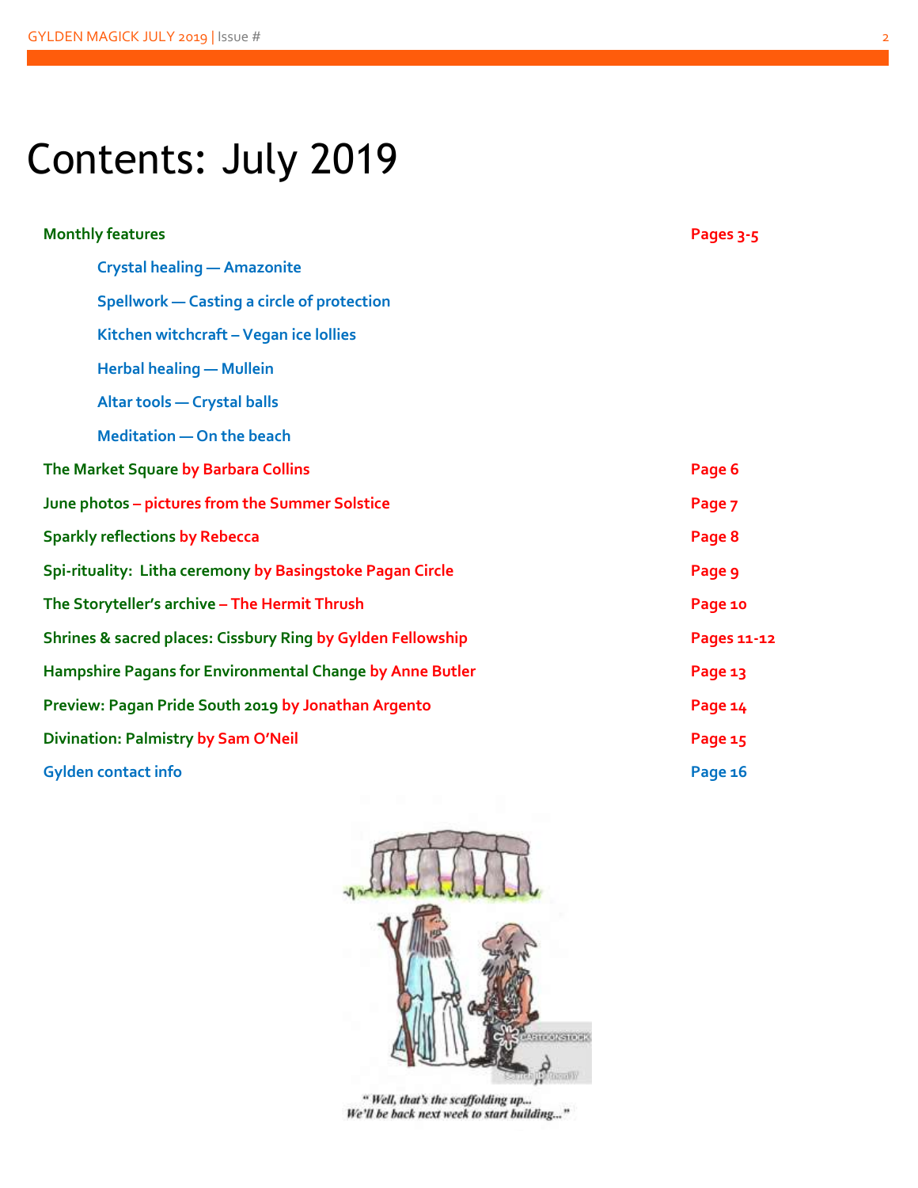# Contents: July 2019

| | |
|---|---|
| **Monthly features** | **Pages 3-5** |
| Crystal healing — Amazonite | |
| Spellwork — Casting a circle of protection | |
| Kitchen witchcraft – Vegan ice lollies | |
| Herbal healing — Mullein | |
| Altar tools — Crystal balls | |
| Meditation — On the beach | |
| **The Market Square by Barbara Collins** | **Page 6** |
| **June photos – pictures from the Summer Solstice** | **Page 7** |
| **Sparkly reflections by Rebecca** | **Page 8** |
| **Spi-rituality: Litha ceremony by Basingstoke Pagan Circle** | **Page 9** |
| **The Storyteller's archive – The Hermit Thrush** | **Page 10** |
| **Shrines & sacred places: Cissbury Ring by Gylden Fellowship** | **Pages 11-12** |
| **Hampshire Pagans for Environmental Change by Anne Butler** | **Page 13** |
| **Preview: Pagan Pride South 2019 by Jonathan Argento** | **Page 14** |
| **Divination: Palmistry by Sam O'Neil** | **Page 15** |
| **Gylden contact info** | **Page 16** |

*"Well, that's the scaffolding up... We'll be back next week to start building..."*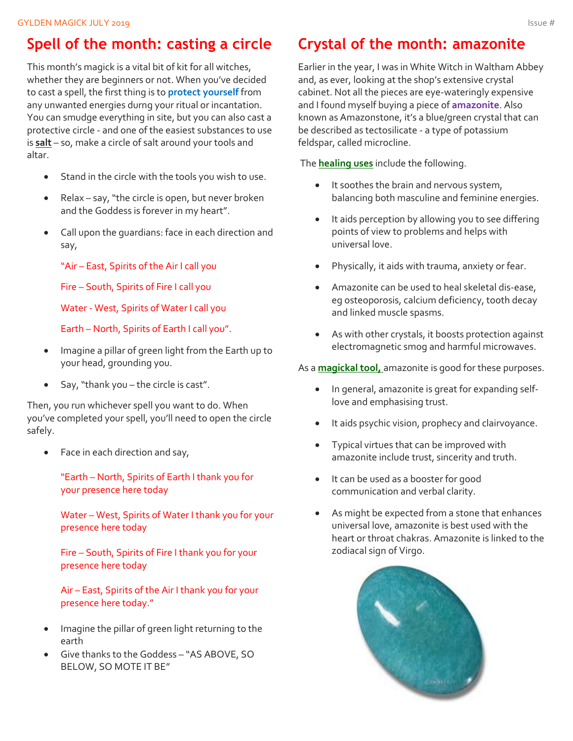## Spell of the month: casting a circle

This month's magick is a vital bit of kit for all witches, whether they are beginners or not. When you've decided to cast a spell, the first thing is to **protect yourself** from any unwanted energies durng your ritual or incantation. You can smudge everything in site, but you can also cast a protective circle - and one of the easiest substances to use is **salt** – so, make a circle of salt around your tools and altar.

- Stand in the circle with the tools you wish to use.
- Relax – say, "the circle is open, but never broken and the Goddess is forever in my heart".
- Call upon the guardians: face in each direction and say,

  "Air – East, Spirits of the Air I call you

  Fire – South, Spirits of Fire I call you

  Water - West, Spirits of Water I call you

  Earth – North, Spirits of Earth I call you".

- Imagine a pillar of green light from the Earth up to your head, grounding you.
- Say, "thank you – the circle is cast".

Then, you run whichever spell you want to do. When you've completed your spell, you'll need to open the circle safely.

- Face in each direction and say,

  "Earth – North, Spirits of Earth I thank you for your presence here today

  Water – West, Spirits of Water I thank you for your presence here today

  Fire – South, Spirits of Fire I thank you for your presence here today

  Air – East, Spirits of the Air I thank you for your presence here today."

- Imagine the pillar of green light returning to the earth
- Give thanks to the Goddess – "AS ABOVE, SO BELOW, SO MOTE IT BE"

## Crystal of the month: amazonite

Earlier in the year, I was in White Witch in Waltham Abbey and, as ever, looking at the shop's extensive crystal cabinet. Not all the pieces are eye-wateringly expensive and I found myself buying a piece of **amazonite**. Also known as Amazonstone, it's a blue/green crystal that can be described as tectosilicate - a type of potassium feldspar, called microcline.

The **healing uses** include the following.

- It soothes the brain and nervous system, balancing both masculine and feminine energies.
- It aids perception by allowing you to see differing points of view to problems and helps with universal love.
- Physically, it aids with trauma, anxiety or fear.
- Amazonite can be used to heal skeletal dis-ease, eg osteoporosis, calcium deficiency, tooth decay and linked muscle spasms.
- As with other crystals, it boosts protection against electromagnetic smog and harmful microwaves.

As a **magickal tool,** amazonite is good for these purposes.

- In general, amazonite is great for expanding self-love and emphasising trust.
- It aids psychic vision, prophecy and clairvoyance.
- Typical virtues that can be improved with amazonite include trust, sincerity and truth.
- It can be used as a booster for good communication and verbal clarity.
- As might be expected from a stone that enhances universal love, amazonite is best used with the heart or throat chakras. Amazonite is linked to the zodiacal sign of Virgo.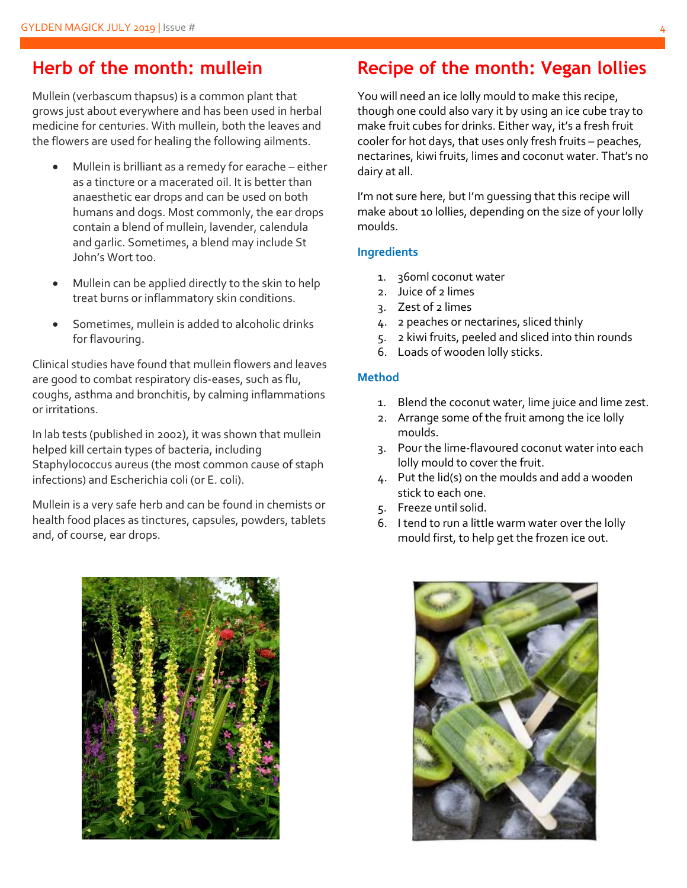## Herb of the month: mullein

Mullein (verbascum thapsus) is a common plant that grows just about everywhere and has been used in herbal medicine for centuries. With mullein, both the leaves and the flowers are used for healing the following ailments.

- Mullein is brilliant as a remedy for earache – either as a tincture or a macerated oil. It is better than anaesthetic ear drops and can be used on both humans and dogs. Most commonly, the ear drops contain a blend of mullein, lavender, calendula and garlic. Sometimes, a blend may include St John's Wort too.
- Mullein can be applied directly to the skin to help treat burns or inflammatory skin conditions.
- Sometimes, mullein is added to alcoholic drinks for flavouring.

Clinical studies have found that mullein flowers and leaves are good to combat respiratory dis-eases, such as flu, coughs, asthma and bronchitis, by calming inflammations or irritations.

In lab tests (published in 2002), it was shown that mullein helped kill certain types of bacteria, including Staphylococcus aureus (the most common cause of staph infections) and Escherichia coli (or E. coli).

Mullein is a very safe herb and can be found in chemists or health food places as tinctures, capsules, powders, tablets and, of course, ear drops.

## Recipe of the month: Vegan lollies

You will need an ice lolly mould to make this recipe, though one could also vary it by using an ice cube tray to make fruit cubes for drinks. Either way, it's a fresh fruit cooler for hot days, that uses only fresh fruits – peaches, nectarines, kiwi fruits, limes and coconut water. That's no dairy at all.

I'm not sure here, but I'm guessing that this recipe will make about 10 lollies, depending on the size of your lolly moulds.

### Ingredients

1. 360ml coconut water
2. Juice of 2 limes
3. Zest of 2 limes
4. 2 peaches or nectarines, sliced thinly
5. 2 kiwi fruits, peeled and sliced into thin rounds
6. Loads of wooden lolly sticks.

### Method

1. Blend the coconut water, lime juice and lime zest.
2. Arrange some of the fruit among the ice lolly moulds.
3. Pour the lime-flavoured coconut water into each lolly mould to cover the fruit.
4. Put the lid(s) on the moulds and add a wooden stick to each one.
5. Freeze until solid.
6. I tend to run a little warm water over the lolly mould first, to help get the frozen ice out.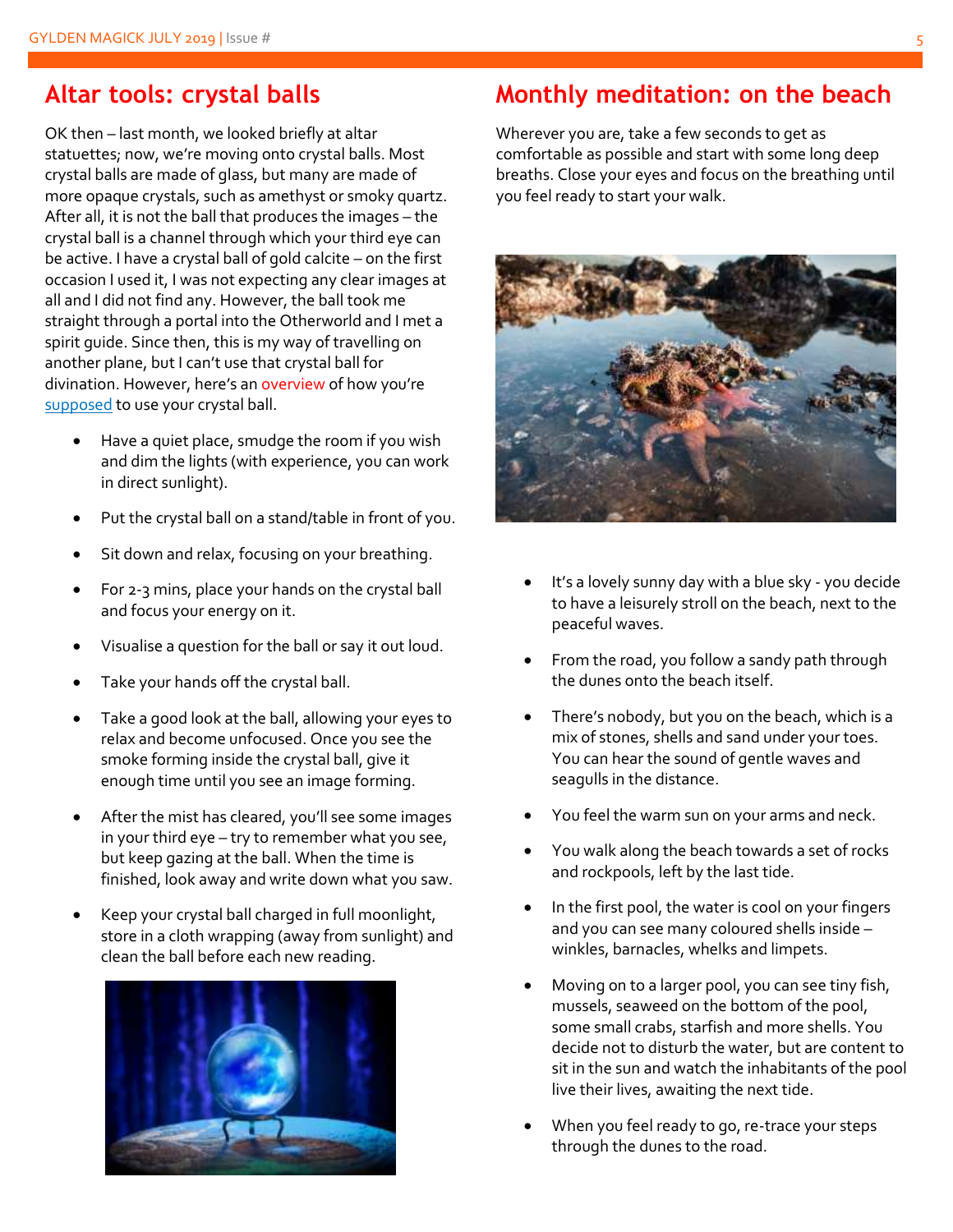## Altar tools: crystal balls

OK then – last month, we looked briefly at altar statuettes; now, we're moving onto crystal balls. Most crystal balls are made of glass, but many are made of more opaque crystals, such as amethyst or smoky quartz. After all, it is not the ball that produces the images – the crystal ball is a channel through which your third eye can be active. I have a crystal ball of gold calcite – on the first occasion I used it, I was not expecting any clear images at all and I did not find any. However, the ball took me straight through a portal into the Otherworld and I met a spirit guide. Since then, this is my way of travelling on another plane, but I can't use that crystal ball for divination. However, here's an overview of how you're supposed to use your crystal ball.

- Have a quiet place, smudge the room if you wish and dim the lights (with experience, you can work in direct sunlight).
- Put the crystal ball on a stand/table in front of you.
- Sit down and relax, focusing on your breathing.
- For 2-3 mins, place your hands on the crystal ball and focus your energy on it.
- Visualise a question for the ball or say it out loud.
- Take your hands off the crystal ball.
- Take a good look at the ball, allowing your eyes to relax and become unfocused. Once you see the smoke forming inside the crystal ball, give it enough time until you see an image forming.
- After the mist has cleared, you'll see some images in your third eye – try to remember what you see, but keep gazing at the ball. When the time is finished, look away and write down what you saw.
- Keep your crystal ball charged in full moonlight, store in a cloth wrapping (away from sunlight) and clean the ball before each new reading.

## Monthly meditation: on the beach

Wherever you are, take a few seconds to get as comfortable as possible and start with some long deep breaths. Close your eyes and focus on the breathing until you feel ready to start your walk.

- It's a lovely sunny day with a blue sky - you decide to have a leisurely stroll on the beach, next to the peaceful waves.
- From the road, you follow a sandy path through the dunes onto the beach itself.
- There's nobody, but you on the beach, which is a mix of stones, shells and sand under your toes. You can hear the sound of gentle waves and seagulls in the distance.
- You feel the warm sun on your arms and neck.
- You walk along the beach towards a set of rocks and rockpools, left by the last tide.
- In the first pool, the water is cool on your fingers and you can see many coloured shells inside – winkles, barnacles, whelks and limpets.
- Moving on to a larger pool, you can see tiny fish, mussels, seaweed on the bottom of the pool, some small crabs, starfish and more shells. You decide not to disturb the water, but are content to sit in the sun and watch the inhabitants of the pool live their lives, awaiting the next tide.
- When you feel ready to go, re-trace your steps through the dunes to the road.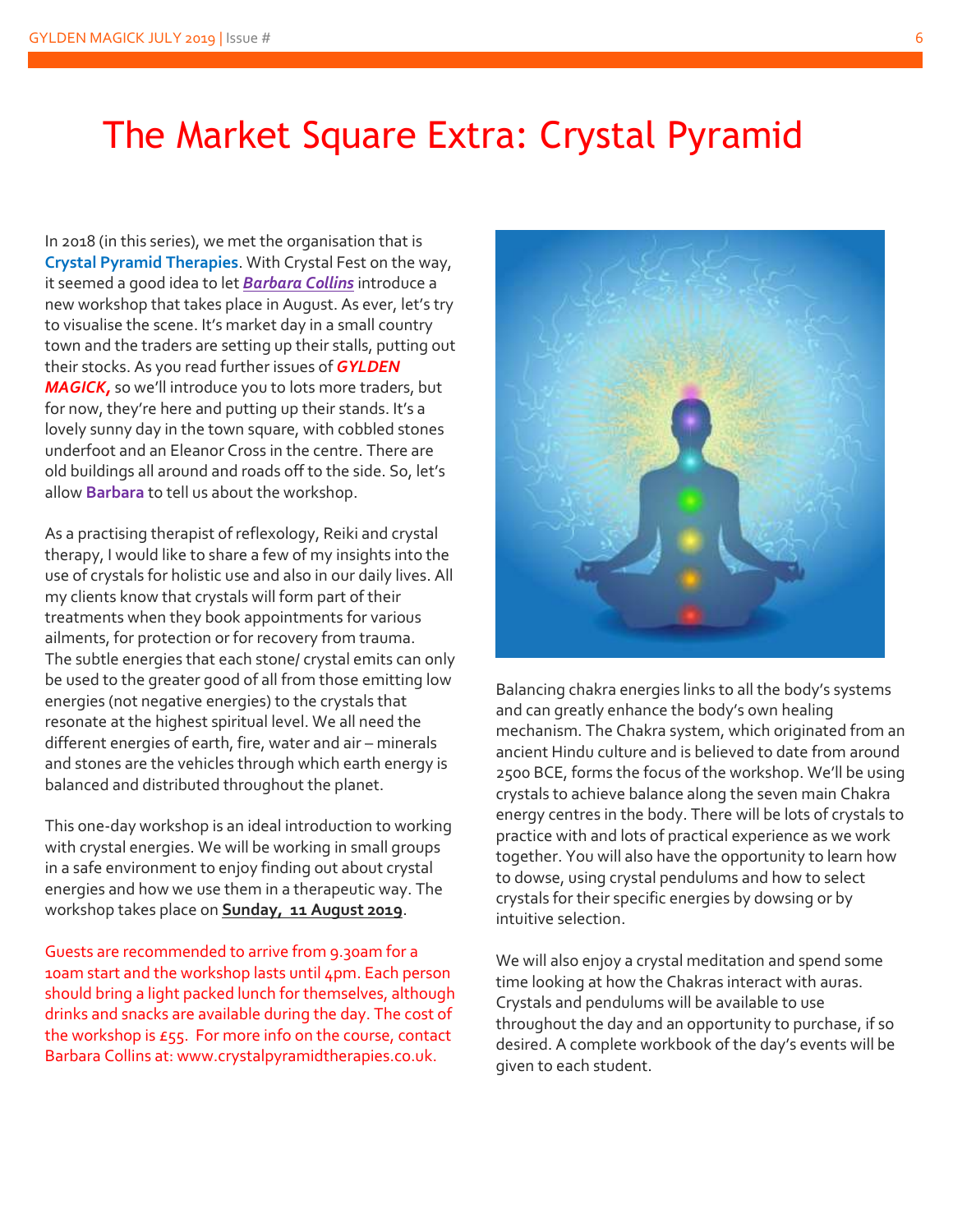# The Market Square Extra: Crystal Pyramid

In 2018 (in this series), we met the organisation that is **Crystal Pyramid Therapies**. With Crystal Fest on the way, it seemed a good idea to let ***Barbara Collins*** introduce a new workshop that takes place in August. As ever, let's try to visualise the scene. It's market day in a small country town and the traders are setting up their stalls, putting out their stocks. As you read further issues of ***GYLDEN MAGICK,*** so we'll introduce you to lots more traders, but for now, they're here and putting up their stands. It's a lovely sunny day in the town square, with cobbled stones underfoot and an Eleanor Cross in the centre. There are old buildings all around and roads off to the side. So, let's allow **Barbara** to tell us about the workshop.

As a practising therapist of reflexology, Reiki and crystal therapy, I would like to share a few of my insights into the use of crystals for holistic use and also in our daily lives. All my clients know that crystals will form part of their treatments when they book appointments for various ailments, for protection or for recovery from trauma. The subtle energies that each stone/ crystal emits can only be used to the greater good of all from those emitting low energies (not negative energies) to the crystals that resonate at the highest spiritual level. We all need the different energies of earth, fire, water and air – minerals and stones are the vehicles through which earth energy is balanced and distributed throughout the planet.

This one-day workshop is an ideal introduction to working with crystal energies. We will be working in small groups in a safe environment to enjoy finding out about crystal energies and how we use them in a therapeutic way. The workshop takes place on **Sunday, 11 August 2019**.

Guests are recommended to arrive from 9.30am for a 10am start and the workshop lasts until 4pm. Each person should bring a light packed lunch for themselves, although drinks and snacks are available during the day. The cost of the workshop is £55. For more info on the course, contact Barbara Collins at: www.crystalpyramidtherapies.co.uk.

Balancing chakra energies links to all the body's systems and can greatly enhance the body's own healing mechanism. The Chakra system, which originated from an ancient Hindu culture and is believed to date from around 2500 BCE, forms the focus of the workshop. We'll be using crystals to achieve balance along the seven main Chakra energy centres in the body. There will be lots of crystals to practice with and lots of practical experience as we work together. You will also have the opportunity to learn how to dowse, using crystal pendulums and how to select crystals for their specific energies by dowsing or by intuitive selection.

We will also enjoy a crystal meditation and spend some time looking at how the Chakras interact with auras. Crystals and pendulums will be available to use throughout the day and an opportunity to purchase, if so desired. A complete workbook of the day's events will be given to each student.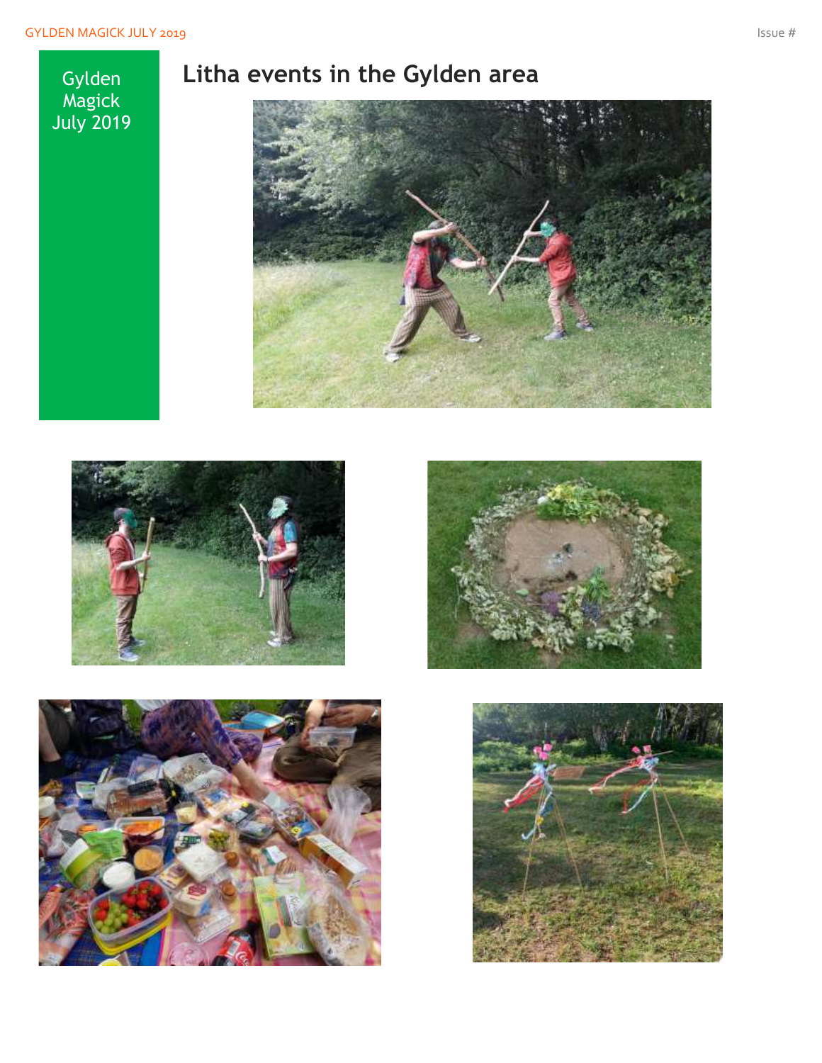Gylden Magick July 2019

# Litha events in the Gylden area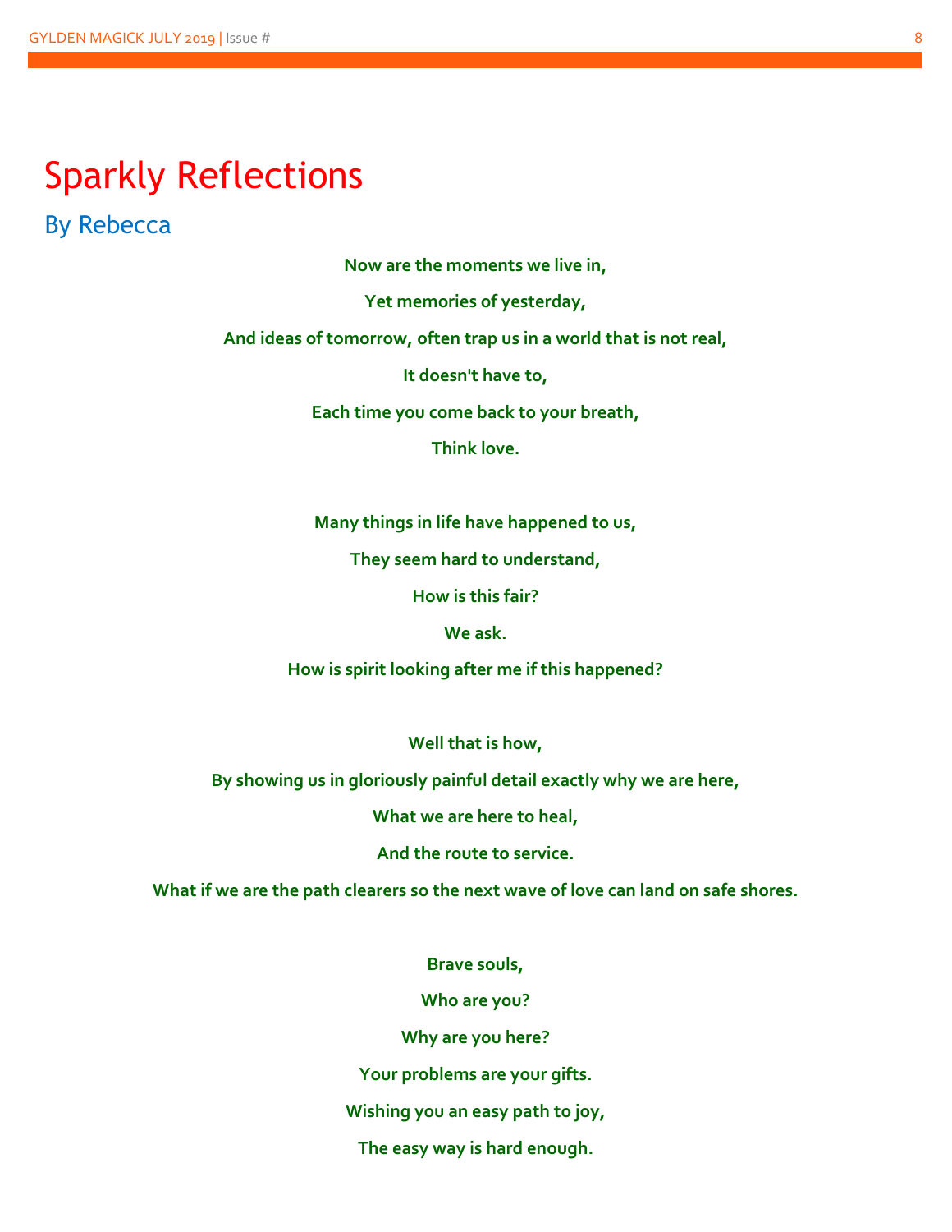# Sparkly Reflections

## By Rebecca

**Now are the moments we live in,**

**Yet memories of yesterday,**

**And ideas of tomorrow, often trap us in a world that is not real,**

**It doesn't have to,**

**Each time you come back to your breath,**

**Think love.**

**Many things in life have happened to us,**

**They seem hard to understand,**

**How is this fair?**

**We ask.**

**How is spirit looking after me if this happened?**

**Well that is how,**

**By showing us in gloriously painful detail exactly why we are here,**

**What we are here to heal,**

**And the route to service.**

**What if we are the path clearers so the next wave of love can land on safe shores.**

**Brave souls,**

**Who are you?**

**Why are you here?**

**Your problems are your gifts.**

**Wishing you an easy path to joy,**

**The easy way is hard enough.**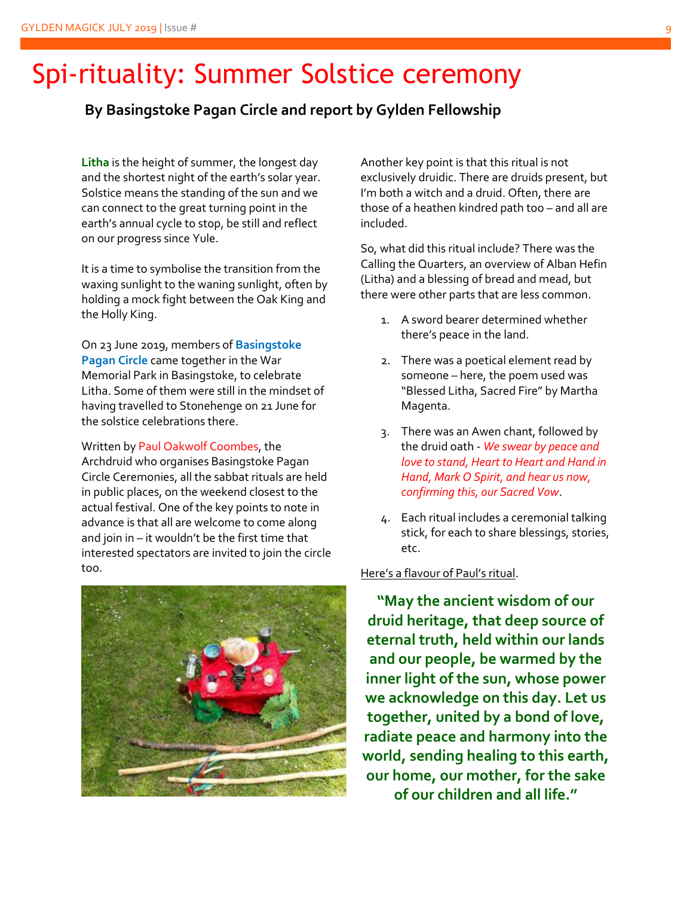# Spi-rituality: Summer Solstice ceremony

### By Basingstoke Pagan Circle and report by Gylden Fellowship

**Litha** is the height of summer, the longest day and the shortest night of the earth's solar year. Solstice means the standing of the sun and we can connect to the great turning point in the earth's annual cycle to stop, be still and reflect on our progress since Yule.

It is a time to symbolise the transition from the waxing sunlight to the waning sunlight, often by holding a mock fight between the Oak King and the Holly King.

On 23 June 2019, members of **Basingstoke Pagan Circle** came together in the War Memorial Park in Basingstoke, to celebrate Litha. Some of them were still in the mindset of having travelled to Stonehenge on 21 June for the solstice celebrations there.

Written by Paul Oakwolf Coombes, the Archdruid who organises Basingstoke Pagan Circle Ceremonies, all the sabbat rituals are held in public places, on the weekend closest to the actual festival. One of the key points to note in advance is that all are welcome to come along and join in – it wouldn't be the first time that interested spectators are invited to join the circle too.

Another key point is that this ritual is not exclusively druidic. There are druids present, but I'm both a witch and a druid. Often, there are those of a heathen kindred path too – and all are included.

So, what did this ritual include? There was the Calling the Quarters, an overview of Alban Hefin (Litha) and a blessing of bread and mead, but there were other parts that are less common.

1. A sword bearer determined whether there's peace in the land.
2. There was a poetical element read by someone – here, the poem used was "Blessed Litha, Sacred Fire" by Martha Magenta.
3. There was an Awen chant, followed by the druid oath - *We swear by peace and love to stand, Heart to Heart and Hand in Hand, Mark O Spirit, and hear us now, confirming this, our Sacred Vow*.
4. Each ritual includes a ceremonial talking stick, for each to share blessings, stories, etc.

Here's a flavour of Paul's ritual.

**"May the ancient wisdom of our druid heritage, that deep source of eternal truth, held within our lands and our people, be warmed by the inner light of the sun, whose power we acknowledge on this day. Let us together, united by a bond of love, radiate peace and harmony into the world, sending healing to this earth, our home, our mother, for the sake of our children and all life."**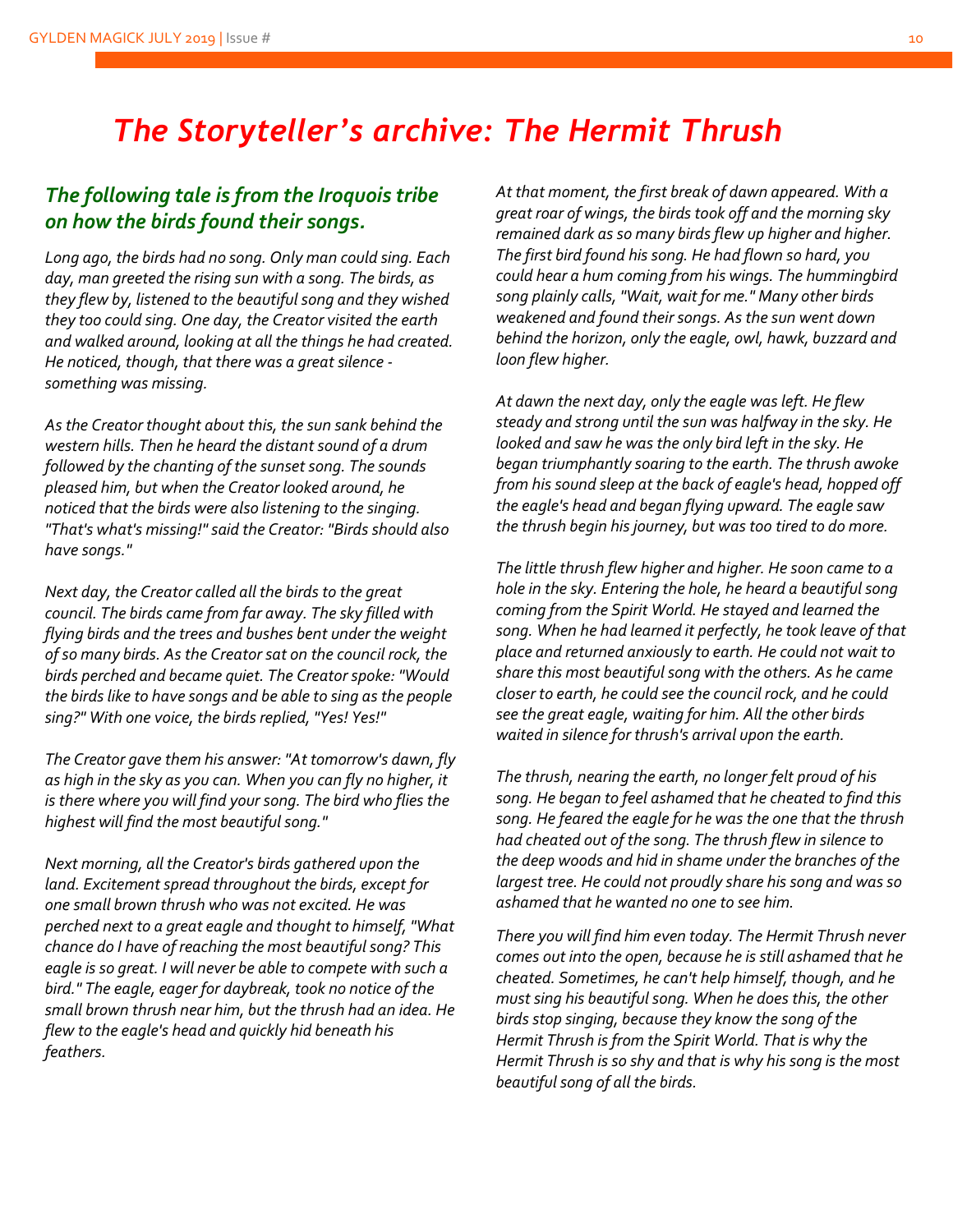# *The Storyteller's archive: The Hermit Thrush*

## *The following tale is from the Iroquois tribe on how the birds found their songs.*

*Long ago, the birds had no song. Only man could sing. Each day, man greeted the rising sun with a song. The birds, as they flew by, listened to the beautiful song and they wished they too could sing. One day, the Creator visited the earth and walked around, looking at all the things he had created. He noticed, though, that there was a great silence - something was missing.*

*As the Creator thought about this, the sun sank behind the western hills. Then he heard the distant sound of a drum followed by the chanting of the sunset song. The sounds pleased him, but when the Creator looked around, he noticed that the birds were also listening to the singing. "That's what's missing!" said the Creator: "Birds should also have songs."*

*Next day, the Creator called all the birds to the great council. The birds came from far away. The sky filled with flying birds and the trees and bushes bent under the weight of so many birds. As the Creator sat on the council rock, the birds perched and became quiet. The Creator spoke: "Would the birds like to have songs and be able to sing as the people sing?" With one voice, the birds replied, "Yes! Yes!"*

*The Creator gave them his answer: "At tomorrow's dawn, fly as high in the sky as you can. When you can fly no higher, it is there where you will find your song. The bird who flies the highest will find the most beautiful song."*

*Next morning, all the Creator's birds gathered upon the land. Excitement spread throughout the birds, except for one small brown thrush who was not excited. He was perched next to a great eagle and thought to himself, "What chance do I have of reaching the most beautiful song? This eagle is so great. I will never be able to compete with such a bird." The eagle, eager for daybreak, took no notice of the small brown thrush near him, but the thrush had an idea. He flew to the eagle's head and quickly hid beneath his feathers.*

*At that moment, the first break of dawn appeared. With a great roar of wings, the birds took off and the morning sky remained dark as so many birds flew up higher and higher. The first bird found his song. He had flown so hard, you could hear a hum coming from his wings. The hummingbird song plainly calls, "Wait, wait for me." Many other birds weakened and found their songs. As the sun went down behind the horizon, only the eagle, owl, hawk, buzzard and loon flew higher.*

*At dawn the next day, only the eagle was left. He flew steady and strong until the sun was halfway in the sky. He looked and saw he was the only bird left in the sky. He began triumphantly soaring to the earth. The thrush awoke from his sound sleep at the back of eagle's head, hopped off the eagle's head and began flying upward. The eagle saw the thrush begin his journey, but was too tired to do more.*

*The little thrush flew higher and higher. He soon came to a hole in the sky. Entering the hole, he heard a beautiful song coming from the Spirit World. He stayed and learned the song. When he had learned it perfectly, he took leave of that place and returned anxiously to earth. He could not wait to share this most beautiful song with the others. As he came closer to earth, he could see the council rock, and he could see the great eagle, waiting for him. All the other birds waited in silence for thrush's arrival upon the earth.*

*The thrush, nearing the earth, no longer felt proud of his song. He began to feel ashamed that he cheated to find this song. He feared the eagle for he was the one that the thrush had cheated out of the song. The thrush flew in silence to the deep woods and hid in shame under the branches of the largest tree. He could not proudly share his song and was so ashamed that he wanted no one to see him.*

*There you will find him even today. The Hermit Thrush never comes out into the open, because he is still ashamed that he cheated. Sometimes, he can't help himself, though, and he must sing his beautiful song. When he does this, the other birds stop singing, because they know the song of the Hermit Thrush is from the Spirit World. That is why the Hermit Thrush is so shy and that is why his song is the most beautiful song of all the birds.*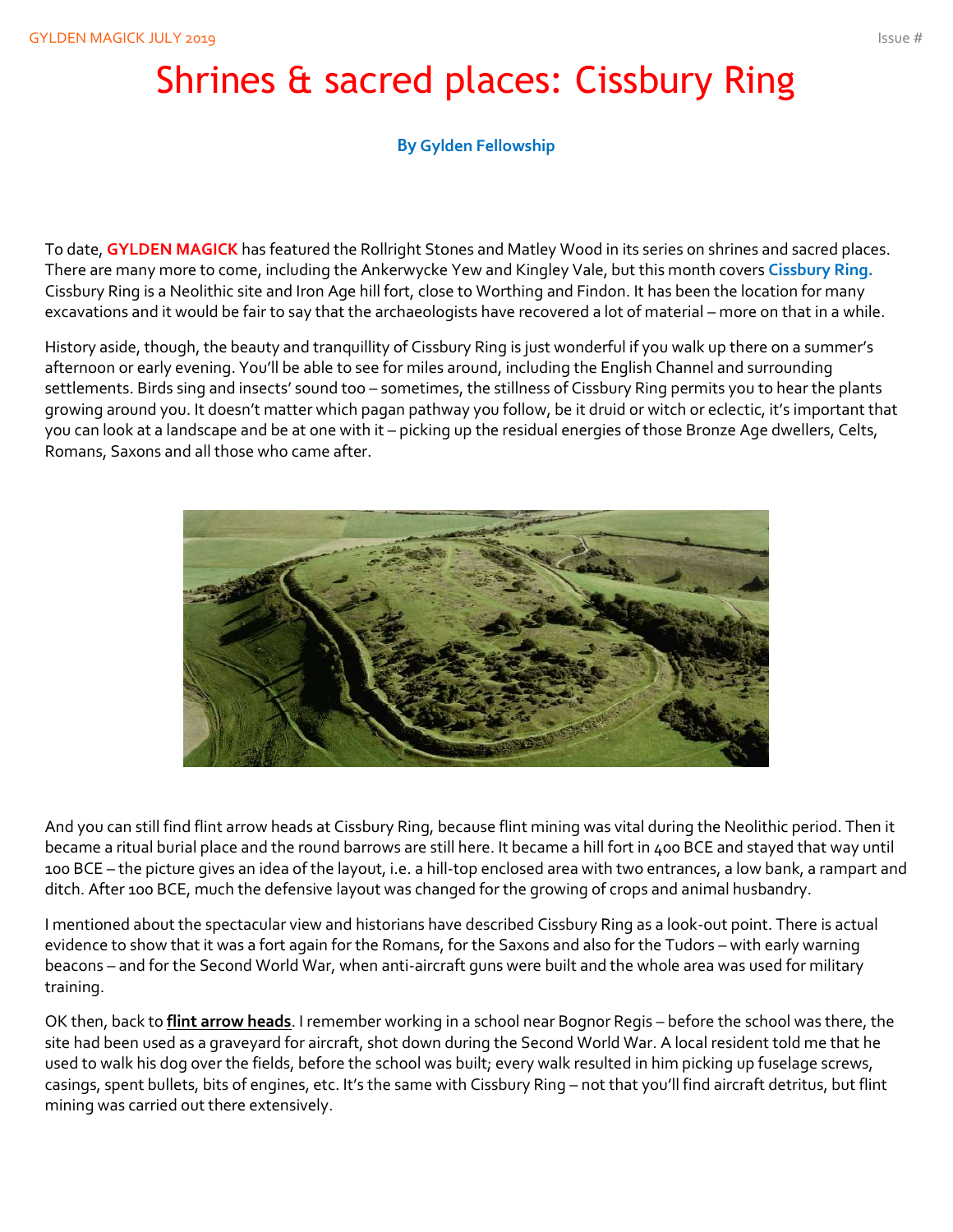# Shrines & sacred places: Cissbury Ring

**By Gylden Fellowship**

To date, **GYLDEN MAGICK** has featured the Rollright Stones and Matley Wood in its series on shrines and sacred places. There are many more to come, including the Ankerwycke Yew and Kingley Vale, but this month covers **Cissbury Ring.** Cissbury Ring is a Neolithic site and Iron Age hill fort, close to Worthing and Findon. It has been the location for many excavations and it would be fair to say that the archaeologists have recovered a lot of material – more on that in a while.

History aside, though, the beauty and tranquillity of Cissbury Ring is just wonderful if you walk up there on a summer's afternoon or early evening. You'll be able to see for miles around, including the English Channel and surrounding settlements. Birds sing and insects' sound too – sometimes, the stillness of Cissbury Ring permits you to hear the plants growing around you. It doesn't matter which pagan pathway you follow, be it druid or witch or eclectic, it's important that you can look at a landscape and be at one with it – picking up the residual energies of those Bronze Age dwellers, Celts, Romans, Saxons and all those who came after.

And you can still find flint arrow heads at Cissbury Ring, because flint mining was vital during the Neolithic period. Then it became a ritual burial place and the round barrows are still here. It became a hill fort in 400 BCE and stayed that way until 100 BCE – the picture gives an idea of the layout, i.e. a hill-top enclosed area with two entrances, a low bank, a rampart and ditch. After 100 BCE, much the defensive layout was changed for the growing of crops and animal husbandry.

I mentioned about the spectacular view and historians have described Cissbury Ring as a look-out point. There is actual evidence to show that it was a fort again for the Romans, for the Saxons and also for the Tudors – with early warning beacons – and for the Second World War, when anti-aircraft guns were built and the whole area was used for military training.

OK then, back to **flint arrow heads**. I remember working in a school near Bognor Regis – before the school was there, the site had been used as a graveyard for aircraft, shot down during the Second World War. A local resident told me that he used to walk his dog over the fields, before the school was built; every walk resulted in him picking up fuselage screws, casings, spent bullets, bits of engines, etc. It's the same with Cissbury Ring – not that you'll find aircraft detritus, but flint mining was carried out there extensively.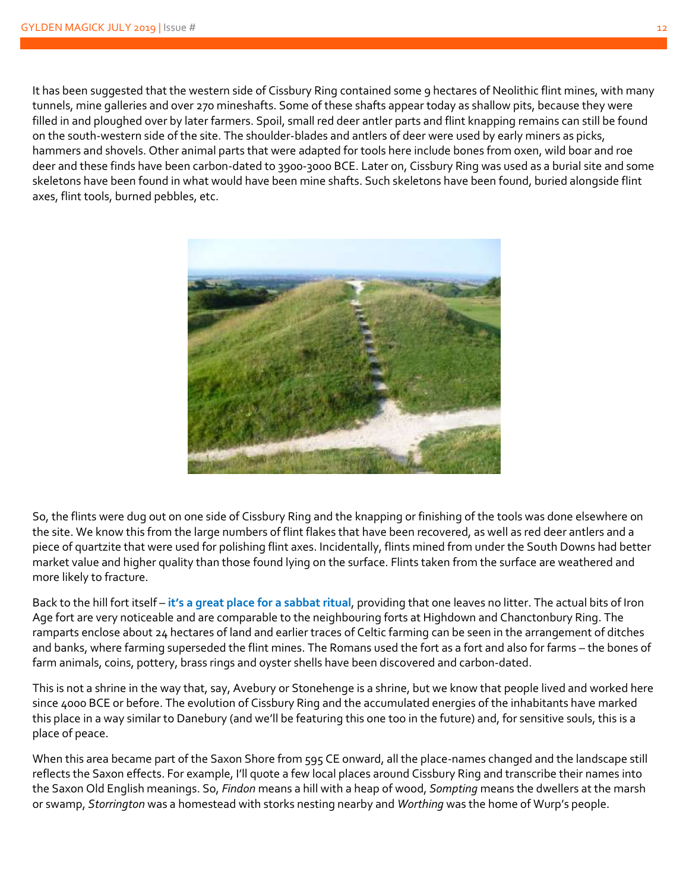It has been suggested that the western side of Cissbury Ring contained some 9 hectares of Neolithic flint mines, with many tunnels, mine galleries and over 270 mineshafts. Some of these shafts appear today as shallow pits, because they were filled in and ploughed over by later farmers. Spoil, small red deer antler parts and flint knapping remains can still be found on the south-western side of the site. The shoulder-blades and antlers of deer were used by early miners as picks, hammers and shovels. Other animal parts that were adapted for tools here include bones from oxen, wild boar and roe deer and these finds have been carbon-dated to 3900-3000 BCE. Later on, Cissbury Ring was used as a burial site and some skeletons have been found in what would have been mine shafts. Such skeletons have been found, buried alongside flint axes, flint tools, burned pebbles, etc.

So, the flints were dug out on one side of Cissbury Ring and the knapping or finishing of the tools was done elsewhere on the site. We know this from the large numbers of flint flakes that have been recovered, as well as red deer antlers and a piece of quartzite that were used for polishing flint axes. Incidentally, flints mined from under the South Downs had better market value and higher quality than those found lying on the surface. Flints taken from the surface are weathered and more likely to fracture.

Back to the hill fort itself – **it's a great place for a sabbat ritual**, providing that one leaves no litter. The actual bits of Iron Age fort are very noticeable and are comparable to the neighbouring forts at Highdown and Chanctonbury Ring. The ramparts enclose about 24 hectares of land and earlier traces of Celtic farming can be seen in the arrangement of ditches and banks, where farming superseded the flint mines. The Romans used the fort as a fort and also for farms – the bones of farm animals, coins, pottery, brass rings and oyster shells have been discovered and carbon-dated.

This is not a shrine in the way that, say, Avebury or Stonehenge is a shrine, but we know that people lived and worked here since 4000 BCE or before. The evolution of Cissbury Ring and the accumulated energies of the inhabitants have marked this place in a way similar to Danebury (and we'll be featuring this one too in the future) and, for sensitive souls, this is a place of peace.

When this area became part of the Saxon Shore from 595 CE onward, all the place-names changed and the landscape still reflects the Saxon effects. For example, I'll quote a few local places around Cissbury Ring and transcribe their names into the Saxon Old English meanings. So, *Findon* means a hill with a heap of wood, *Sompting* means the dwellers at the marsh or swamp, *Storrington* was a homestead with storks nesting nearby and *Worthing* was the home of Wurp's people.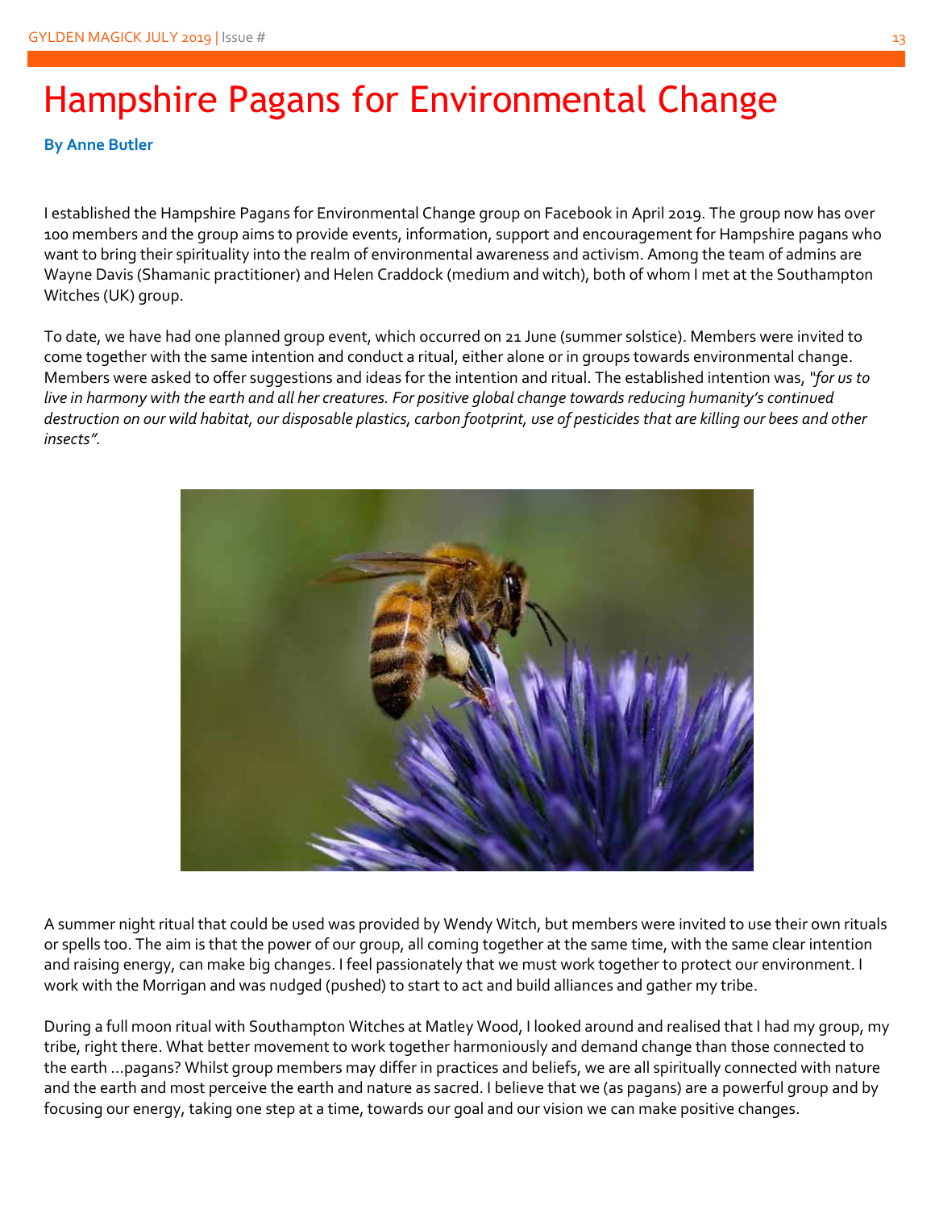# Hampshire Pagans for Environmental Change

**By Anne Butler**

I established the Hampshire Pagans for Environmental Change group on Facebook in April 2019. The group now has over 100 members and the group aims to provide events, information, support and encouragement for Hampshire pagans who want to bring their spirituality into the realm of environmental awareness and activism. Among the team of admins are Wayne Davis (Shamanic practitioner) and Helen Craddock (medium and witch), both of whom I met at the Southampton Witches (UK) group.

To date, we have had one planned group event, which occurred on 21 June (summer solstice). Members were invited to come together with the same intention and conduct a ritual, either alone or in groups towards environmental change. Members were asked to offer suggestions and ideas for the intention and ritual. The established intention was, *"for us to live in harmony with the earth and all her creatures. For positive global change towards reducing humanity's continued destruction on our wild habitat, our disposable plastics, carbon footprint, use of pesticides that are killing our bees and other insects".*

A summer night ritual that could be used was provided by Wendy Witch, but members were invited to use their own rituals or spells too. The aim is that the power of our group, all coming together at the same time, with the same clear intention and raising energy, can make big changes. I feel passionately that we must work together to protect our environment. I work with the Morrigan and was nudged (pushed) to start to act and build alliances and gather my tribe.

During a full moon ritual with Southampton Witches at Matley Wood, I looked around and realised that I had my group, my tribe, right there. What better movement to work together harmoniously and demand change than those connected to the earth …pagans? Whilst group members may differ in practices and beliefs, we are all spiritually connected with nature and the earth and most perceive the earth and nature as sacred. I believe that we (as pagans) are a powerful group and by focusing our energy, taking one step at a time, towards our goal and our vision we can make positive changes.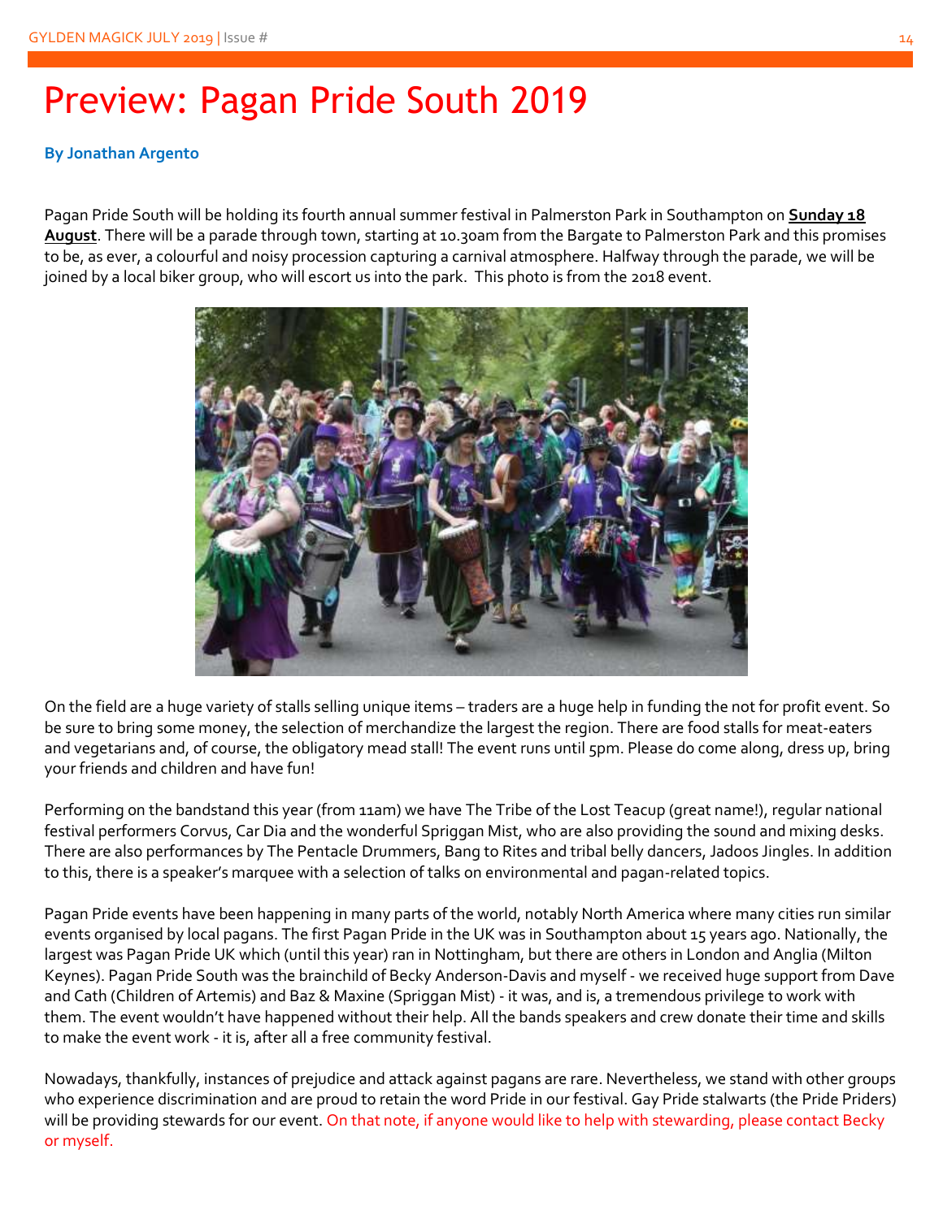# Preview: Pagan Pride South 2019

**By Jonathan Argento**

Pagan Pride South will be holding its fourth annual summer festival in Palmerston Park in Southampton on **Sunday 18 August**. There will be a parade through town, starting at 10.30am from the Bargate to Palmerston Park and this promises to be, as ever, a colourful and noisy procession capturing a carnival atmosphere. Halfway through the parade, we will be joined by a local biker group, who will escort us into the park. This photo is from the 2018 event.

On the field are a huge variety of stalls selling unique items – traders are a huge help in funding the not for profit event. So be sure to bring some money, the selection of merchandize the largest the region. There are food stalls for meat-eaters and vegetarians and, of course, the obligatory mead stall! The event runs until 5pm. Please do come along, dress up, bring your friends and children and have fun!

Performing on the bandstand this year (from 11am) we have The Tribe of the Lost Teacup (great name!), regular national festival performers Corvus, Car Dia and the wonderful Spriggan Mist, who are also providing the sound and mixing desks. There are also performances by The Pentacle Drummers, Bang to Rites and tribal belly dancers, Jadoos Jingles. In addition to this, there is a speaker's marquee with a selection of talks on environmental and pagan-related topics.

Pagan Pride events have been happening in many parts of the world, notably North America where many cities run similar events organised by local pagans. The first Pagan Pride in the UK was in Southampton about 15 years ago. Nationally, the largest was Pagan Pride UK which (until this year) ran in Nottingham, but there are others in London and Anglia (Milton Keynes). Pagan Pride South was the brainchild of Becky Anderson-Davis and myself - we received huge support from Dave and Cath (Children of Artemis) and Baz & Maxine (Spriggan Mist) - it was, and is, a tremendous privilege to work with them. The event wouldn't have happened without their help. All the bands speakers and crew donate their time and skills to make the event work - it is, after all a free community festival.

Nowadays, thankfully, instances of prejudice and attack against pagans are rare. Nevertheless, we stand with other groups who experience discrimination and are proud to retain the word Pride in our festival. Gay Pride stalwarts (the Pride Priders) will be providing stewards for our event. On that note, if anyone would like to help with stewarding, please contact Becky or myself.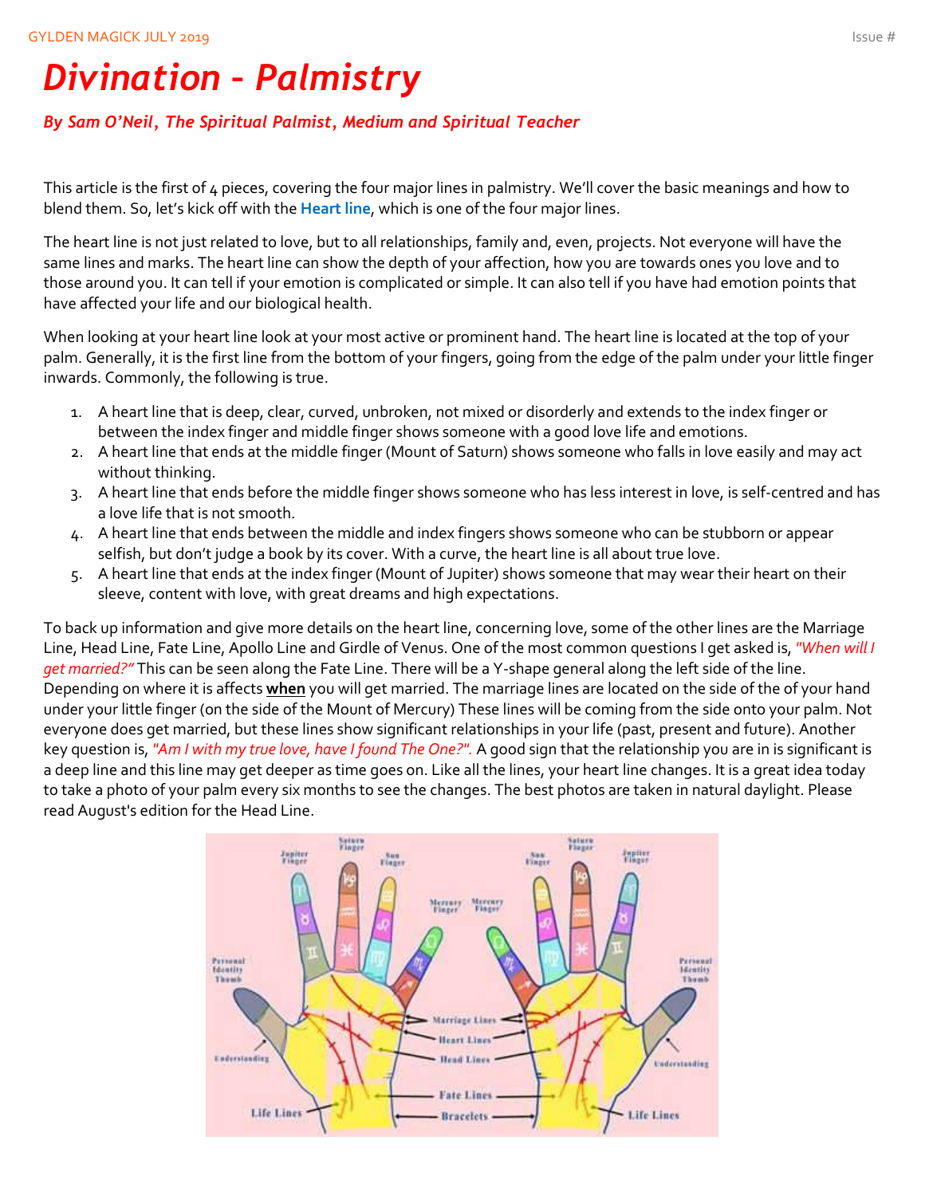# Divination - Palmistry

***By Sam O'Neil, The Spiritual Palmist, Medium and Spiritual Teacher***

This article is the first of 4 pieces, covering the four major lines in palmistry. We'll cover the basic meanings and how to blend them. So, let's kick off with the **Heart line**, which is one of the four major lines.

The heart line is not just related to love, but to all relationships, family and, even, projects. Not everyone will have the same lines and marks. The heart line can show the depth of your affection, how you are towards ones you love and to those around you. It can tell if your emotion is complicated or simple. It can also tell if you have had emotion points that have affected your life and our biological health.

When looking at your heart line look at your most active or prominent hand. The heart line is located at the top of your palm. Generally, it is the first line from the bottom of your fingers, going from the edge of the palm under your little finger inwards. Commonly, the following is true.

1. A heart line that is deep, clear, curved, unbroken, not mixed or disorderly and extends to the index finger or between the index finger and middle finger shows someone with a good love life and emotions.
2. A heart line that ends at the middle finger (Mount of Saturn) shows someone who falls in love easily and may act without thinking.
3. A heart line that ends before the middle finger shows someone who has less interest in love, is self-centred and has a love life that is not smooth.
4. A heart line that ends between the middle and index fingers shows someone who can be stubborn or appear selfish, but don't judge a book by its cover. With a curve, the heart line is all about true love.
5. A heart line that ends at the index finger (Mount of Jupiter) shows someone that may wear their heart on their sleeve, content with love, with great dreams and high expectations.

To back up information and give more details on the heart line, concerning love, some of the other lines are the Marriage Line, Head Line, Fate Line, Apollo Line and Girdle of Venus. One of the most common questions I get asked is, *"When will I get married?"* This can be seen along the Fate Line. There will be a Y-shape general along the left side of the line. Depending on where it is affects **when** you will get married. The marriage lines are located on the side of the of your hand under your little finger (on the side of the Mount of Mercury) These lines will be coming from the side onto your palm. Not everyone does get married, but these lines show significant relationships in your life (past, present and future). Another key question is, *"Am I with my true love, have I found The One?".* A good sign that the relationship you are in is significant is a deep line and this line may get deeper as time goes on. Like all the lines, your heart line changes. It is a great idea today to take a photo of your palm every six months to see the changes. The best photos are taken in natural daylight. Please read August's edition for the Head Line.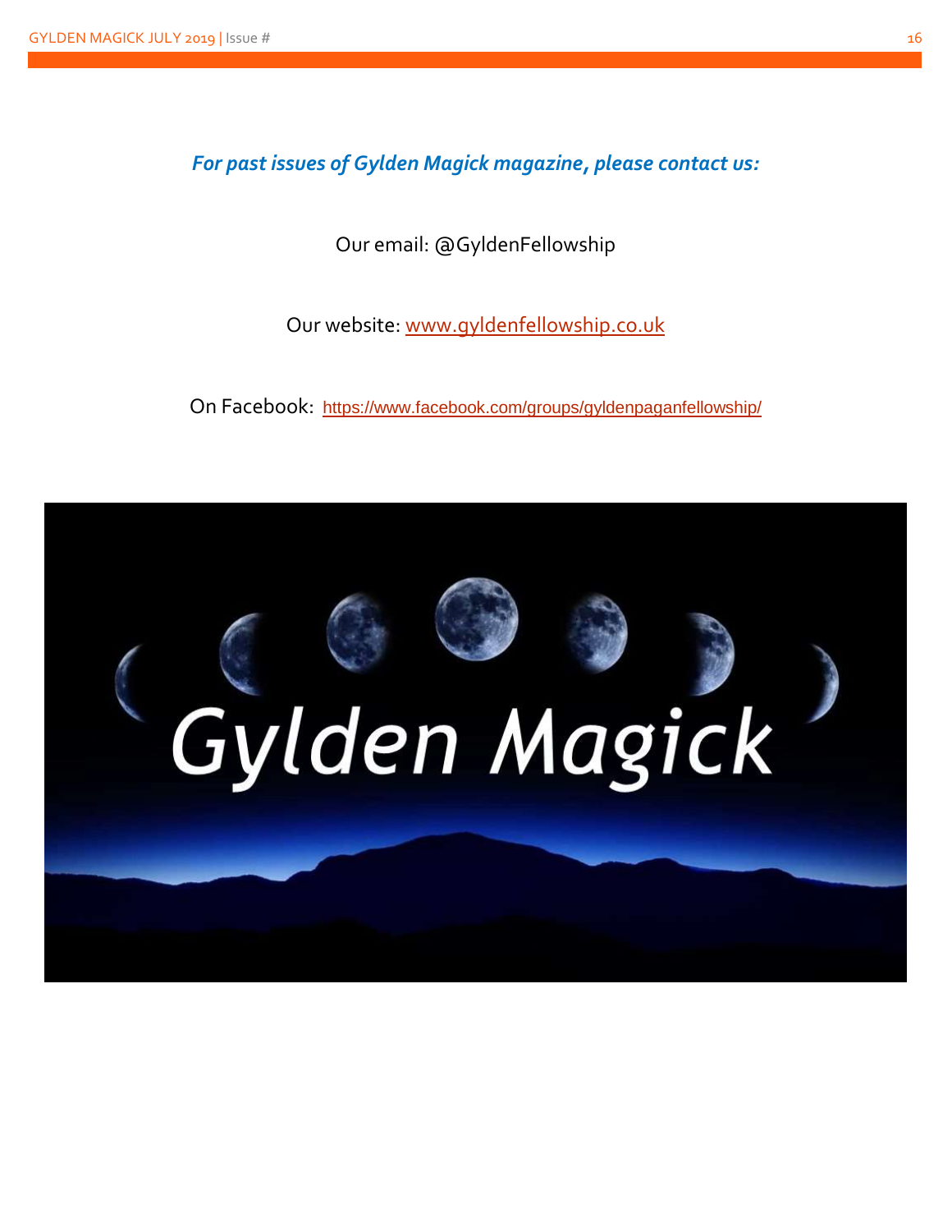***For past issues of Gylden Magick magazine, please contact us:***

Our email: @GyldenFellowship

Our website: [www.gyldenfellowship.co.uk](www.gyldenfellowship.co.uk)

On Facebook: [https://www.facebook.com/groups/gyldenpaganfellowship/](https://www.facebook.com/groups/gyldenpaganfellowship/)